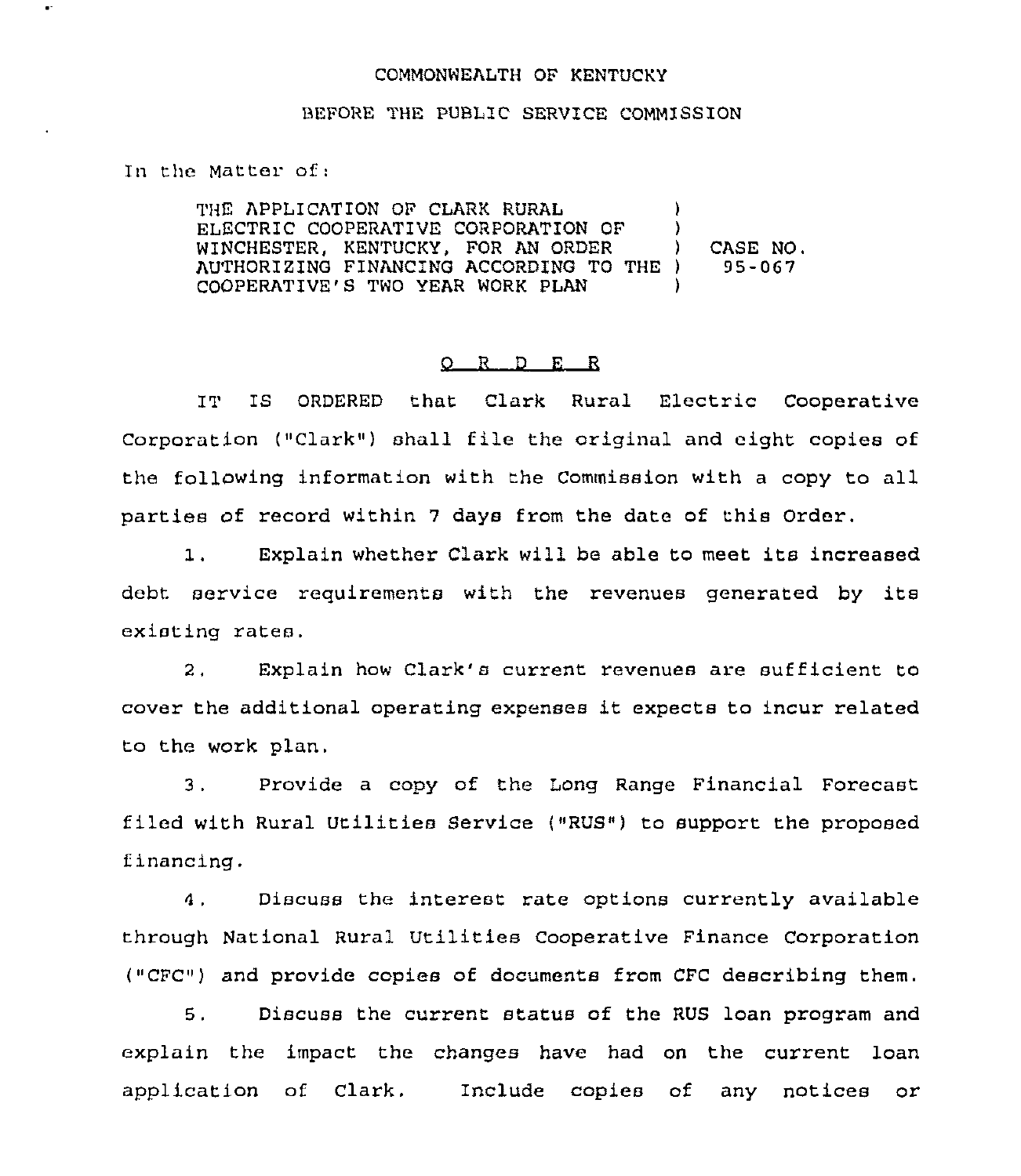COMMONWEALTH OF KENTUCKY

BEFORE THE PUBLIC SERVICE COMMISSION

In the Matter of:

THE APPLICATION OF CLARK RURAL ELECTRIC COOPERATIVE CORPORATION OF WINCHESTER, KENTUCKY, FOR AN ORDER AUTHORIZING FINANCING ACCORDING TO THE COOPERATIVE'S TWO YEAR WORK PLAN ) CASE NO. 95-067

## O R D E R

IT IS ORDERED that Clark Rural Electric Cooperative Corporation ("Clark") shall file the original and eight copies of the following information with the Commission with a copy to all parties of record within 7 days from the date of this Order.

1. Explain whether Clark will be able to meet its increased debt service requirements with the revenues generated by its existing rates.

2. Explain how Clark's current revenues are sufficient to cover the additional operating expenses it expects to incur related to the work plan.

3. Provide a copy of the Long Range Financial Forecast filed with Rural Utilities Service ("RUS") to support the proposed financing.

4. Discuss the interest rate options currently available through National Rural Utilities Cooperative Finance Corporation ("CFC") and provide copies of documents from CFC describing them.

5. Discuss the current status of the RUS loan program and explain the impact the changes have had on the current loan application of Clark. Include copies of any notices or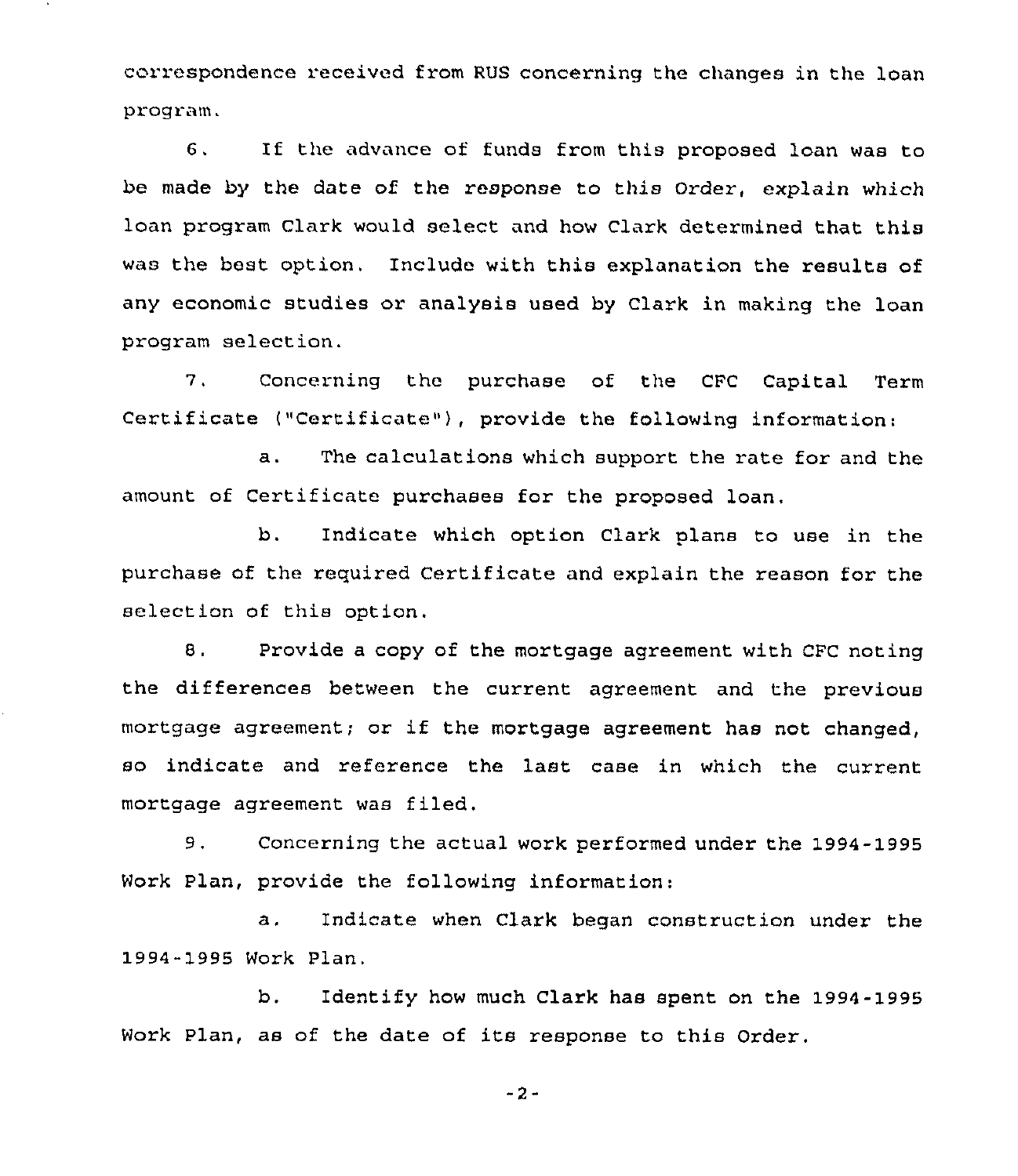correspondence received from RUS concerning the changes in the loan program.

6. If the advance of funds from this proposed loan was to be made by the date of the response to this Order, explain which loan program Clark would select and how Clark determined that this was the best option. Include with this explanation the results of any economic studies or analysis used by Clark in making the loan program selection.

7. Concerning the purchase of the CFC Capital Term Certificate ("Certificate"), provide the following information:

a. The calculations which support the rate for and the amount of Certificate purchases for the proposed loan.

b. Indicate which option Clark plans to use in the purchase of the required Certificate and explain the reason for the selection of this option.

8. Provide a copy of the mortgage agreement with CFC noting the differences between the current agreement and the previous mortgage agreement; or if the mortgage agreement has not changed, so indicate and reference the last case in which the current mortgage agreement was filed.

9. Concerning the actual work performed under the 1994-1995 Work Plan, provide the following information:

a. Indicate when Clark began construction under the 1994-1995 Work Plan.

b. Identify how much Clark has spent on the 1994-1995 Work Plan, as of the date of its response to this Order.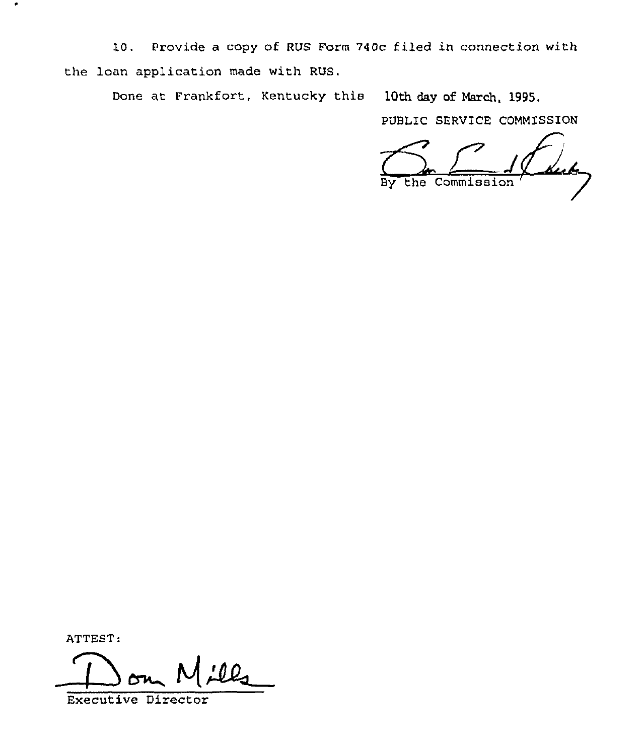10. Provide a copy of RUS Form 740c filed in connection with the loan application made with RUS.

Done at Frankfort, Kentucky this 10th day of March, 1995.

PUBLIC SERVICE COMMISSION

By the Commission

ATTEST:

Executive Director